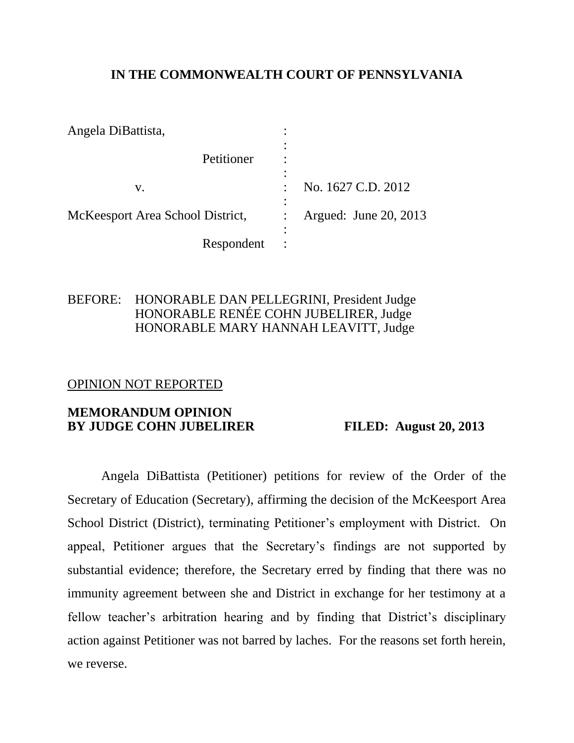**IN THE COMMONWEALTH COURT OF PENNSYLVANIA**

| | | |
|---|---|---|
| Angela DiBattista, | : | |
| Petitioner | : | |
| v. | : | No. 1627 C.D. 2012 |
| McKeesport Area School District, | : | Argued: June 20, 2013 |
| Respondent | : | |

BEFORE: HONORABLE DAN PELLEGRINI, President Judge
HONORABLE RENÉE COHN JUBELIRER, Judge
HONORABLE MARY HANNAH LEAVITT, Judge

OPINION NOT REPORTED

**MEMORANDUM OPINION**
**BY JUDGE COHN JUBELIRER** **FILED: August 20, 2013**

Angela DiBattista (Petitioner) petitions for review of the Order of the Secretary of Education (Secretary), affirming the decision of the McKeesport Area School District (District), terminating Petitioner's employment with District. On appeal, Petitioner argues that the Secretary's findings are not supported by substantial evidence; therefore, the Secretary erred by finding that there was no immunity agreement between she and District in exchange for her testimony at a fellow teacher's arbitration hearing and by finding that District's disciplinary action against Petitioner was not barred by laches. For the reasons set forth herein, we reverse.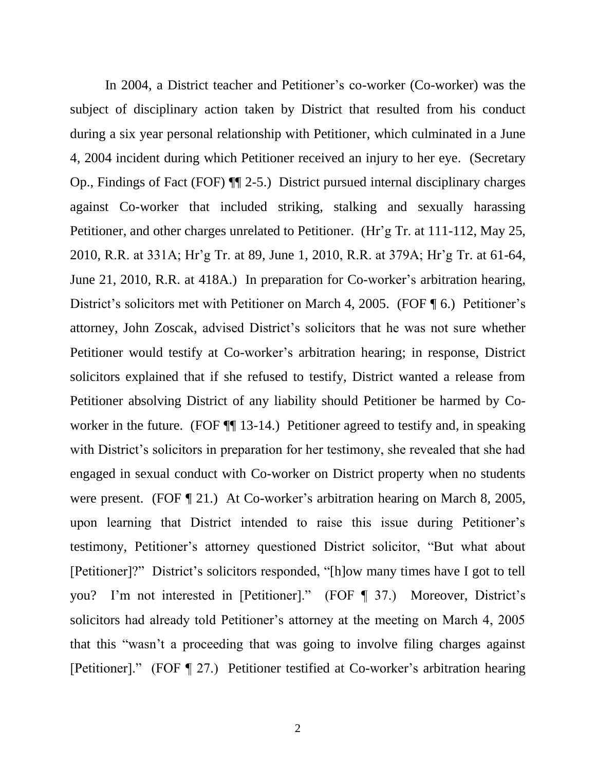In 2004, a District teacher and Petitioner's co-worker (Co-worker) was the subject of disciplinary action taken by District that resulted from his conduct during a six year personal relationship with Petitioner, which culminated in a June 4, 2004 incident during which Petitioner received an injury to her eye. (Secretary Op., Findings of Fact (FOF) ¶¶ 2-5.) District pursued internal disciplinary charges against Co-worker that included striking, stalking and sexually harassing Petitioner, and other charges unrelated to Petitioner. (Hr'g Tr. at 111-112, May 25, 2010, R.R. at 331A; Hr'g Tr. at 89, June 1, 2010, R.R. at 379A; Hr'g Tr. at 61-64, June 21, 2010, R.R. at 418A.) In preparation for Co-worker's arbitration hearing, District's solicitors met with Petitioner on March 4, 2005. (FOF ¶ 6.) Petitioner's attorney, John Zoscak, advised District's solicitors that he was not sure whether Petitioner would testify at Co-worker's arbitration hearing; in response, District solicitors explained that if she refused to testify, District wanted a release from Petitioner absolving District of any liability should Petitioner be harmed by Co-worker in the future. (FOF ¶¶ 13-14.) Petitioner agreed to testify and, in speaking with District's solicitors in preparation for her testimony, she revealed that she had engaged in sexual conduct with Co-worker on District property when no students were present. (FOF ¶ 21.) At Co-worker's arbitration hearing on March 8, 2005, upon learning that District intended to raise this issue during Petitioner's testimony, Petitioner's attorney questioned District solicitor, "But what about [Petitioner]?" District's solicitors responded, "[h]ow many times have I got to tell you? I'm not interested in [Petitioner]." (FOF ¶ 37.) Moreover, District's solicitors had already told Petitioner's attorney at the meeting on March 4, 2005 that this "wasn't a proceeding that was going to involve filing charges against [Petitioner]." (FOF ¶ 27.) Petitioner testified at Co-worker's arbitration hearing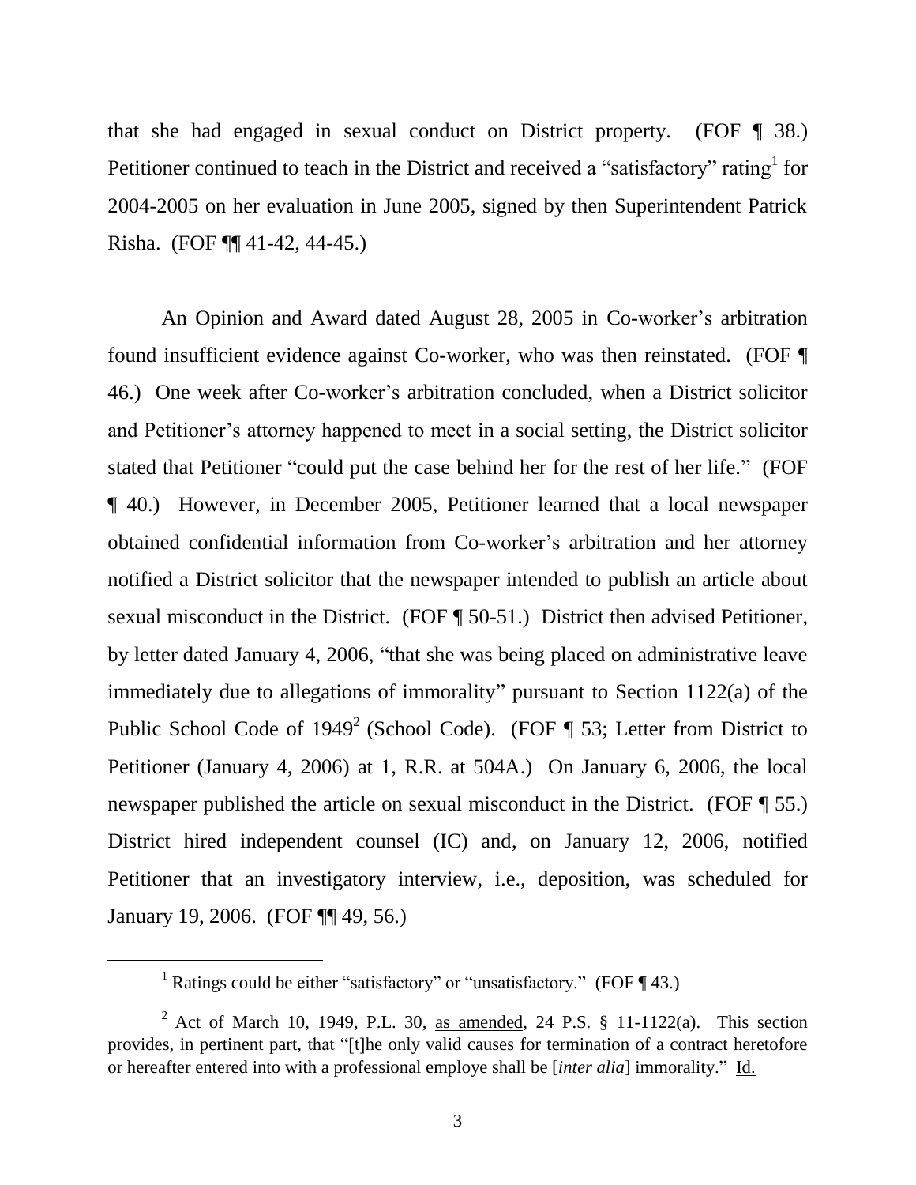that she had engaged in sexual conduct on District property. (FOF ¶ 38.) Petitioner continued to teach in the District and received a "satisfactory" rating[1] for 2004-2005 on her evaluation in June 2005, signed by then Superintendent Patrick Risha. (FOF ¶¶ 41-42, 44-45.)

An Opinion and Award dated August 28, 2005 in Co-worker's arbitration found insufficient evidence against Co-worker, who was then reinstated. (FOF ¶ 46.) One week after Co-worker's arbitration concluded, when a District solicitor and Petitioner's attorney happened to meet in a social setting, the District solicitor stated that Petitioner "could put the case behind her for the rest of her life." (FOF ¶ 40.) However, in December 2005, Petitioner learned that a local newspaper obtained confidential information from Co-worker's arbitration and her attorney notified a District solicitor that the newspaper intended to publish an article about sexual misconduct in the District. (FOF ¶ 50-51.) District then advised Petitioner, by letter dated January 4, 2006, "that she was being placed on administrative leave immediately due to allegations of immorality" pursuant to Section 1122(a) of the Public School Code of 1949[2] (School Code). (FOF ¶ 53; Letter from District to Petitioner (January 4, 2006) at 1, R.R. at 504A.) On January 6, 2006, the local newspaper published the article on sexual misconduct in the District. (FOF ¶ 55.) District hired independent counsel (IC) and, on January 12, 2006, notified Petitioner that an investigatory interview, i.e., deposition, was scheduled for January 19, 2006. (FOF ¶¶ 49, 56.)

---

[1] Ratings could be either "satisfactory" or "unsatisfactory." (FOF ¶ 43.)

[2] Act of March 10, 1949, P.L. 30, as amended, 24 P.S. § 11-1122(a). This section provides, in pertinent part, that "[t]he only valid causes for termination of a contract heretofore or hereafter entered into with a professional employe shall be [*inter alia*] immorality." Id.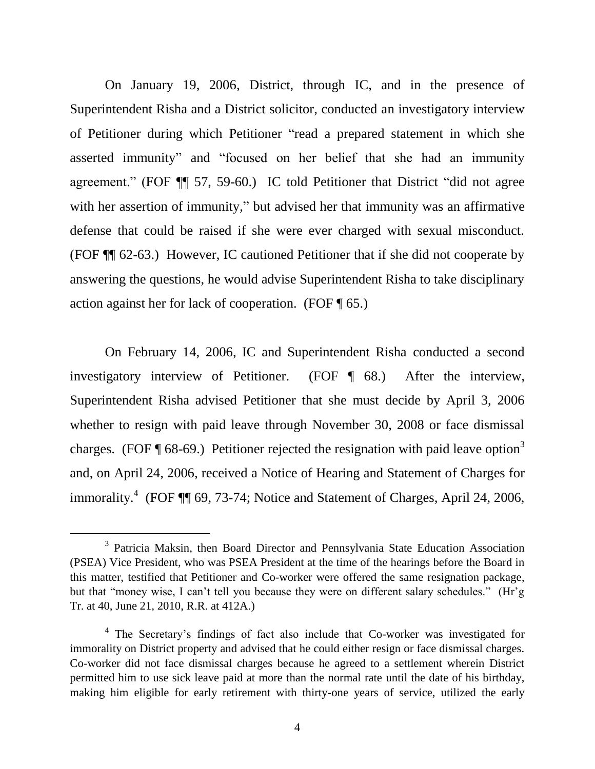On January 19, 2006, District, through IC, and in the presence of Superintendent Risha and a District solicitor, conducted an investigatory interview of Petitioner during which Petitioner "read a prepared statement in which she asserted immunity" and "focused on her belief that she had an immunity agreement." (FOF ¶¶ 57, 59-60.) IC told Petitioner that District "did not agree with her assertion of immunity," but advised her that immunity was an affirmative defense that could be raised if she were ever charged with sexual misconduct. (FOF ¶¶ 62-63.) However, IC cautioned Petitioner that if she did not cooperate by answering the questions, he would advise Superintendent Risha to take disciplinary action against her for lack of cooperation. (FOF ¶ 65.)

On February 14, 2006, IC and Superintendent Risha conducted a second investigatory interview of Petitioner. (FOF ¶ 68.) After the interview, Superintendent Risha advised Petitioner that she must decide by April 3, 2006 whether to resign with paid leave through November 30, 2008 or face dismissal charges. (FOF ¶ 68-69.) Petitioner rejected the resignation with paid leave option[3] and, on April 24, 2006, received a Notice of Hearing and Statement of Charges for immorality.[4] (FOF ¶¶ 69, 73-74; Notice and Statement of Charges, April 24, 2006,

---

[3] Patricia Maksin, then Board Director and Pennsylvania State Education Association (PSEA) Vice President, who was PSEA President at the time of the hearings before the Board in this matter, testified that Petitioner and Co-worker were offered the same resignation package, but that "money wise, I can't tell you because they were on different salary schedules." (Hr'g Tr. at 40, June 21, 2010, R.R. at 412A.)

[4] The Secretary's findings of fact also include that Co-worker was investigated for immorality on District property and advised that he could either resign or face dismissal charges. Co-worker did not face dismissal charges because he agreed to a settlement wherein District permitted him to use sick leave paid at more than the normal rate until the date of his birthday, making him eligible for early retirement with thirty-one years of service, utilized the early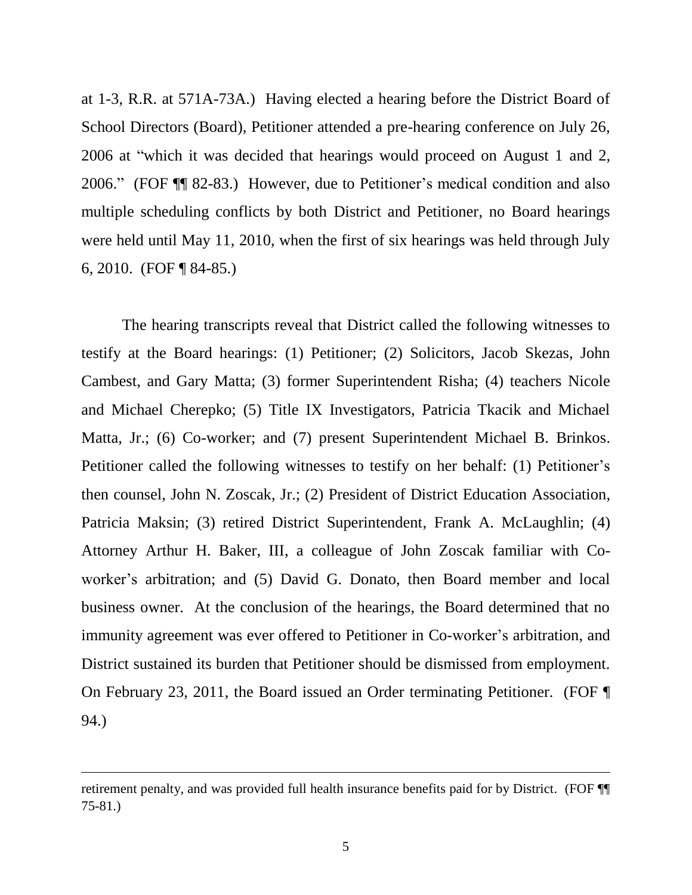at 1-3, R.R. at 571A-73A.) Having elected a hearing before the District Board of School Directors (Board), Petitioner attended a pre-hearing conference on July 26, 2006 at "which it was decided that hearings would proceed on August 1 and 2, 2006." (FOF ¶¶ 82-83.) However, due to Petitioner's medical condition and also multiple scheduling conflicts by both District and Petitioner, no Board hearings were held until May 11, 2010, when the first of six hearings was held through July 6, 2010. (FOF ¶ 84-85.)

The hearing transcripts reveal that District called the following witnesses to testify at the Board hearings: (1) Petitioner; (2) Solicitors, Jacob Skezas, John Cambest, and Gary Matta; (3) former Superintendent Risha; (4) teachers Nicole and Michael Cherepko; (5) Title IX Investigators, Patricia Tkacik and Michael Matta, Jr.; (6) Co-worker; and (7) present Superintendent Michael B. Brinkos. Petitioner called the following witnesses to testify on her behalf: (1) Petitioner's then counsel, John N. Zoscak, Jr.; (2) President of District Education Association, Patricia Maksin; (3) retired District Superintendent, Frank A. McLaughlin; (4) Attorney Arthur H. Baker, III, a colleague of John Zoscak familiar with Co-worker's arbitration; and (5) David G. Donato, then Board member and local business owner. At the conclusion of the hearings, the Board determined that no immunity agreement was ever offered to Petitioner in Co-worker's arbitration, and District sustained its burden that Petitioner should be dismissed from employment. On February 23, 2011, the Board issued an Order terminating Petitioner. (FOF ¶ 94.)

---

retirement penalty, and was provided full health insurance benefits paid for by District. (FOF ¶¶ 75-81.)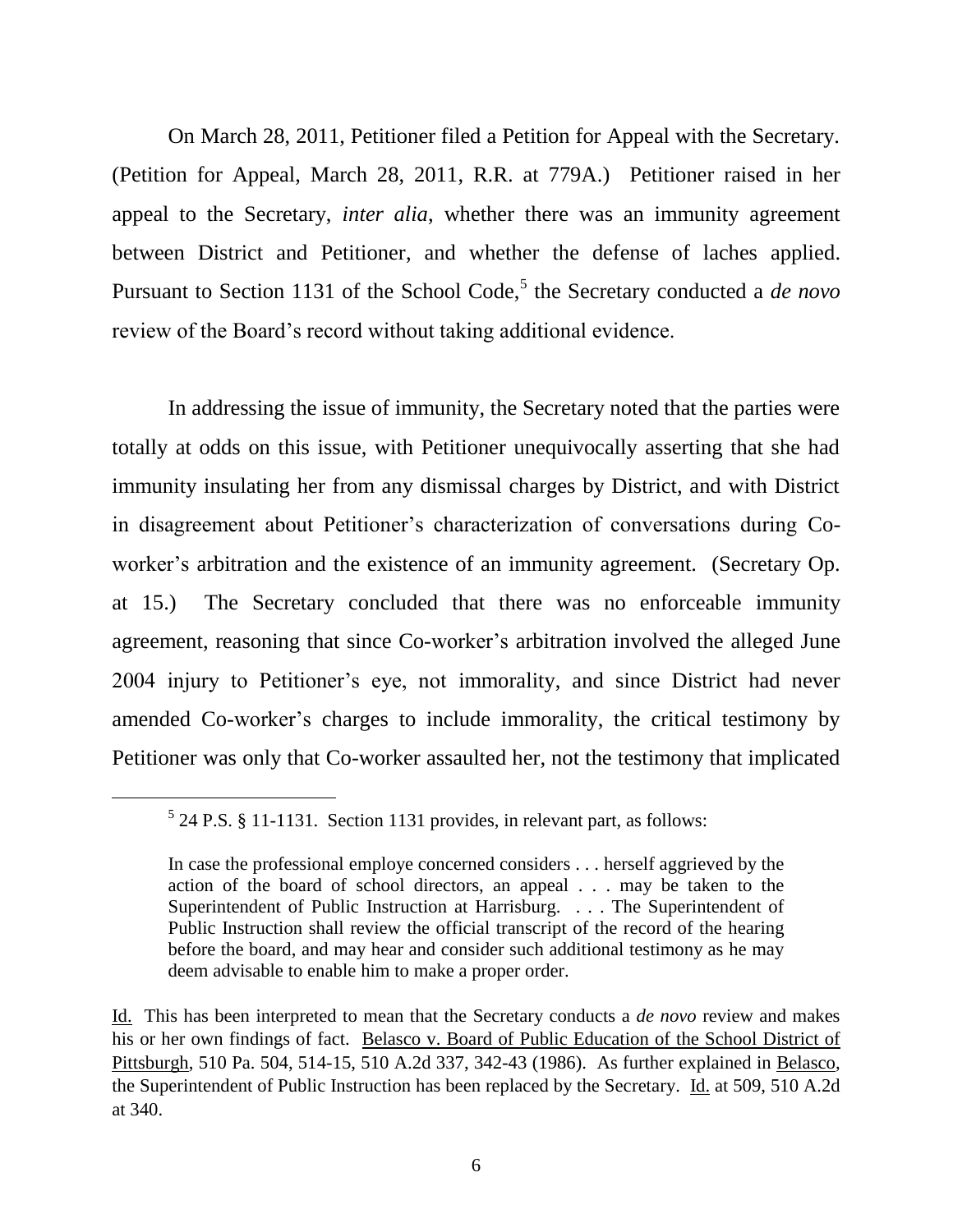On March 28, 2011, Petitioner filed a Petition for Appeal with the Secretary. (Petition for Appeal, March 28, 2011, R.R. at 779A.) Petitioner raised in her appeal to the Secretary, *inter alia*, whether there was an immunity agreement between District and Petitioner, and whether the defense of laches applied. Pursuant to Section 1131 of the School Code,[5] the Secretary conducted a *de novo* review of the Board's record without taking additional evidence.

In addressing the issue of immunity, the Secretary noted that the parties were totally at odds on this issue, with Petitioner unequivocally asserting that she had immunity insulating her from any dismissal charges by District, and with District in disagreement about Petitioner's characterization of conversations during Co-worker's arbitration and the existence of an immunity agreement. (Secretary Op. at 15.) The Secretary concluded that there was no enforceable immunity agreement, reasoning that since Co-worker's arbitration involved the alleged June 2004 injury to Petitioner's eye, not immorality, and since District had never amended Co-worker's charges to include immorality, the critical testimony by Petitioner was only that Co-worker assaulted her, not the testimony that implicated

---

[5] 24 P.S. § 11-1131. Section 1131 provides, in relevant part, as follows:

> In case the professional employe concerned considers . . . herself aggrieved by the action of the board of school directors, an appeal . . . may be taken to the Superintendent of Public Instruction at Harrisburg. . . . The Superintendent of Public Instruction shall review the official transcript of the record of the hearing before the board, and may hear and consider such additional testimony as he may deem advisable to enable him to make a proper order.

Id. This has been interpreted to mean that the Secretary conducts a *de novo* review and makes his or her own findings of fact. Belasco v. Board of Public Education of the School District of Pittsburgh, 510 Pa. 504, 514-15, 510 A.2d 337, 342-43 (1986). As further explained in Belasco, the Superintendent of Public Instruction has been replaced by the Secretary. Id. at 509, 510 A.2d at 340.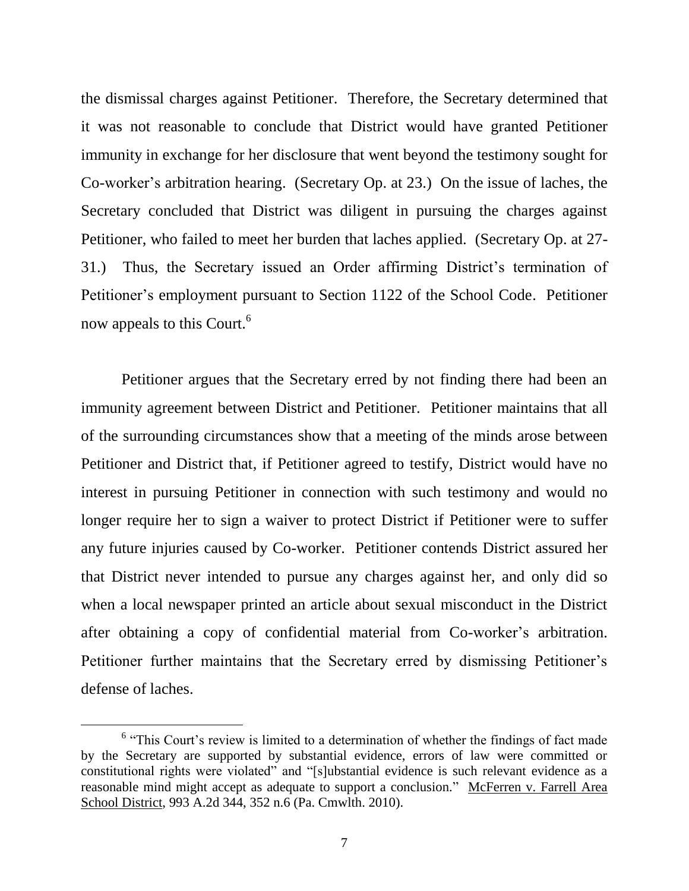the dismissal charges against Petitioner. Therefore, the Secretary determined that it was not reasonable to conclude that District would have granted Petitioner immunity in exchange for her disclosure that went beyond the testimony sought for Co-worker's arbitration hearing. (Secretary Op. at 23.) On the issue of laches, the Secretary concluded that District was diligent in pursuing the charges against Petitioner, who failed to meet her burden that laches applied. (Secretary Op. at 27-31.) Thus, the Secretary issued an Order affirming District's termination of Petitioner's employment pursuant to Section 1122 of the School Code. Petitioner now appeals to this Court.[6]

Petitioner argues that the Secretary erred by not finding there had been an immunity agreement between District and Petitioner. Petitioner maintains that all of the surrounding circumstances show that a meeting of the minds arose between Petitioner and District that, if Petitioner agreed to testify, District would have no interest in pursuing Petitioner in connection with such testimony and would no longer require her to sign a waiver to protect District if Petitioner were to suffer any future injuries caused by Co-worker. Petitioner contends District assured her that District never intended to pursue any charges against her, and only did so when a local newspaper printed an article about sexual misconduct in the District after obtaining a copy of confidential material from Co-worker's arbitration. Petitioner further maintains that the Secretary erred by dismissing Petitioner's defense of laches.

---

[6] "This Court's review is limited to a determination of whether the findings of fact made by the Secretary are supported by substantial evidence, errors of law were committed or constitutional rights were violated" and "[s]ubstantial evidence is such relevant evidence as a reasonable mind might accept as adequate to support a conclusion." McFerren v. Farrell Area School District, 993 A.2d 344, 352 n.6 (Pa. Cmwlth. 2010).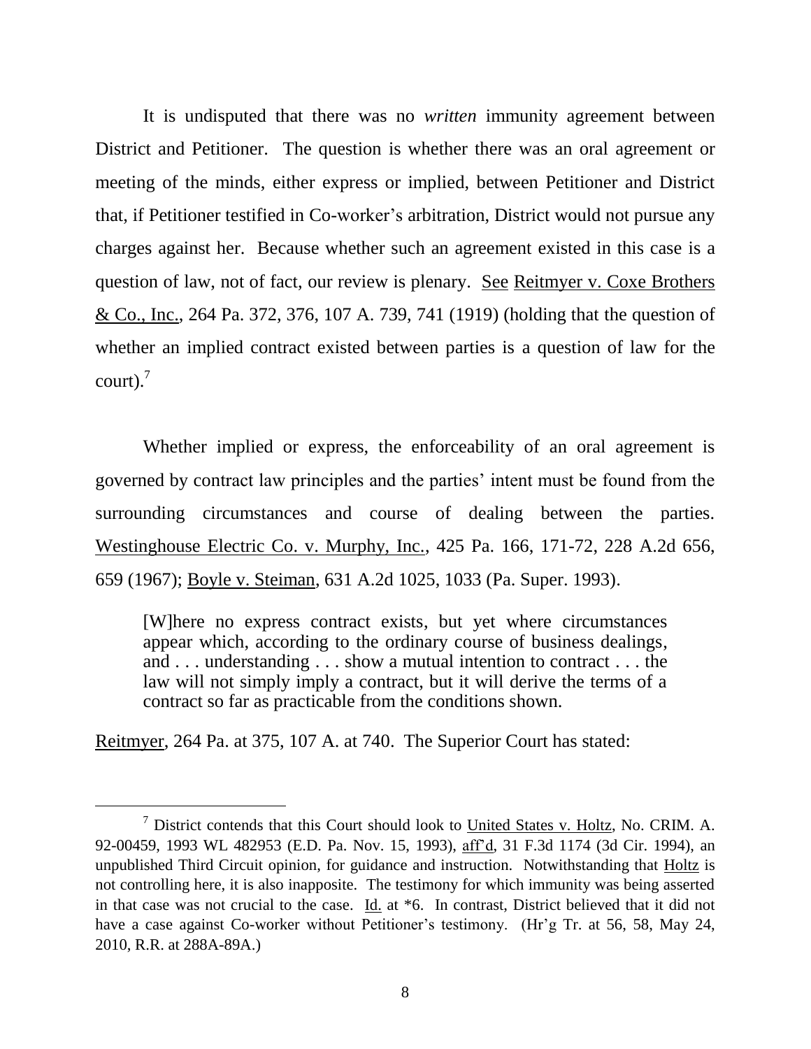It is undisputed that there was no *written* immunity agreement between District and Petitioner. The question is whether there was an oral agreement or meeting of the minds, either express or implied, between Petitioner and District that, if Petitioner testified in Co-worker's arbitration, District would not pursue any charges against her. Because whether such an agreement existed in this case is a question of law, not of fact, our review is plenary. See Reitmyer v. Coxe Brothers & Co., Inc., 264 Pa. 372, 376, 107 A. 739, 741 (1919) (holding that the question of whether an implied contract existed between parties is a question of law for the court).[7]

Whether implied or express, the enforceability of an oral agreement is governed by contract law principles and the parties' intent must be found from the surrounding circumstances and course of dealing between the parties. Westinghouse Electric Co. v. Murphy, Inc., 425 Pa. 166, 171-72, 228 A.2d 656, 659 (1967); Boyle v. Steiman, 631 A.2d 1025, 1033 (Pa. Super. 1993).

> [W]here no express contract exists, but yet where circumstances appear which, according to the ordinary course of business dealings, and . . . understanding . . . show a mutual intention to contract . . . the law will not simply imply a contract, but it will derive the terms of a contract so far as practicable from the conditions shown.

Reitmyer, 264 Pa. at 375, 107 A. at 740. The Superior Court has stated:

---

[7] District contends that this Court should look to United States v. Holtz, No. CRIM. A. 92-00459, 1993 WL 482953 (E.D. Pa. Nov. 15, 1993), aff'd, 31 F.3d 1174 (3d Cir. 1994), an unpublished Third Circuit opinion, for guidance and instruction. Notwithstanding that Holtz is not controlling here, it is also inapposite. The testimony for which immunity was being asserted in that case was not crucial to the case. Id. at *6. In contrast, District believed that it did not have a case against Co-worker without Petitioner's testimony. (Hr'g Tr. at 56, 58, May 24, 2010, R.R. at 288A-89A.)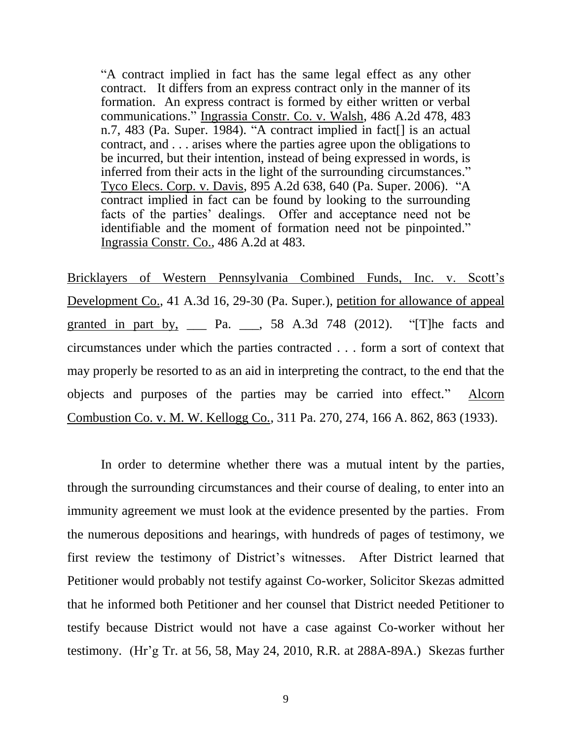> "A contract implied in fact has the same legal effect as any other contract. It differs from an express contract only in the manner of its formation. An express contract is formed by either written or verbal communications." Ingrassia Constr. Co. v. Walsh, 486 A.2d 478, 483 n.7, 483 (Pa. Super. 1984). "A contract implied in fact[] is an actual contract, and . . . arises where the parties agree upon the obligations to be incurred, but their intention, instead of being expressed in words, is inferred from their acts in the light of the surrounding circumstances." Tyco Elecs. Corp. v. Davis, 895 A.2d 638, 640 (Pa. Super. 2006). "A contract implied in fact can be found by looking to the surrounding facts of the parties' dealings. Offer and acceptance need not be identifiable and the moment of formation need not be pinpointed." Ingrassia Constr. Co., 486 A.2d at 483.

Bricklayers of Western Pennsylvania Combined Funds, Inc. v. Scott's Development Co., 41 A.3d 16, 29-30 (Pa. Super.), petition for allowance of appeal granted in part by, ___ Pa. ___, 58 A.3d 748 (2012). "[T]he facts and circumstances under which the parties contracted . . . form a sort of context that may properly be resorted to as an aid in interpreting the contract, to the end that the objects and purposes of the parties may be carried into effect." Alcorn Combustion Co. v. M. W. Kellogg Co., 311 Pa. 270, 274, 166 A. 862, 863 (1933).

In order to determine whether there was a mutual intent by the parties, through the surrounding circumstances and their course of dealing, to enter into an immunity agreement we must look at the evidence presented by the parties. From the numerous depositions and hearings, with hundreds of pages of testimony, we first review the testimony of District's witnesses. After District learned that Petitioner would probably not testify against Co-worker, Solicitor Skezas admitted that he informed both Petitioner and her counsel that District needed Petitioner to testify because District would not have a case against Co-worker without her testimony. (Hr'g Tr. at 56, 58, May 24, 2010, R.R. at 288A-89A.) Skezas further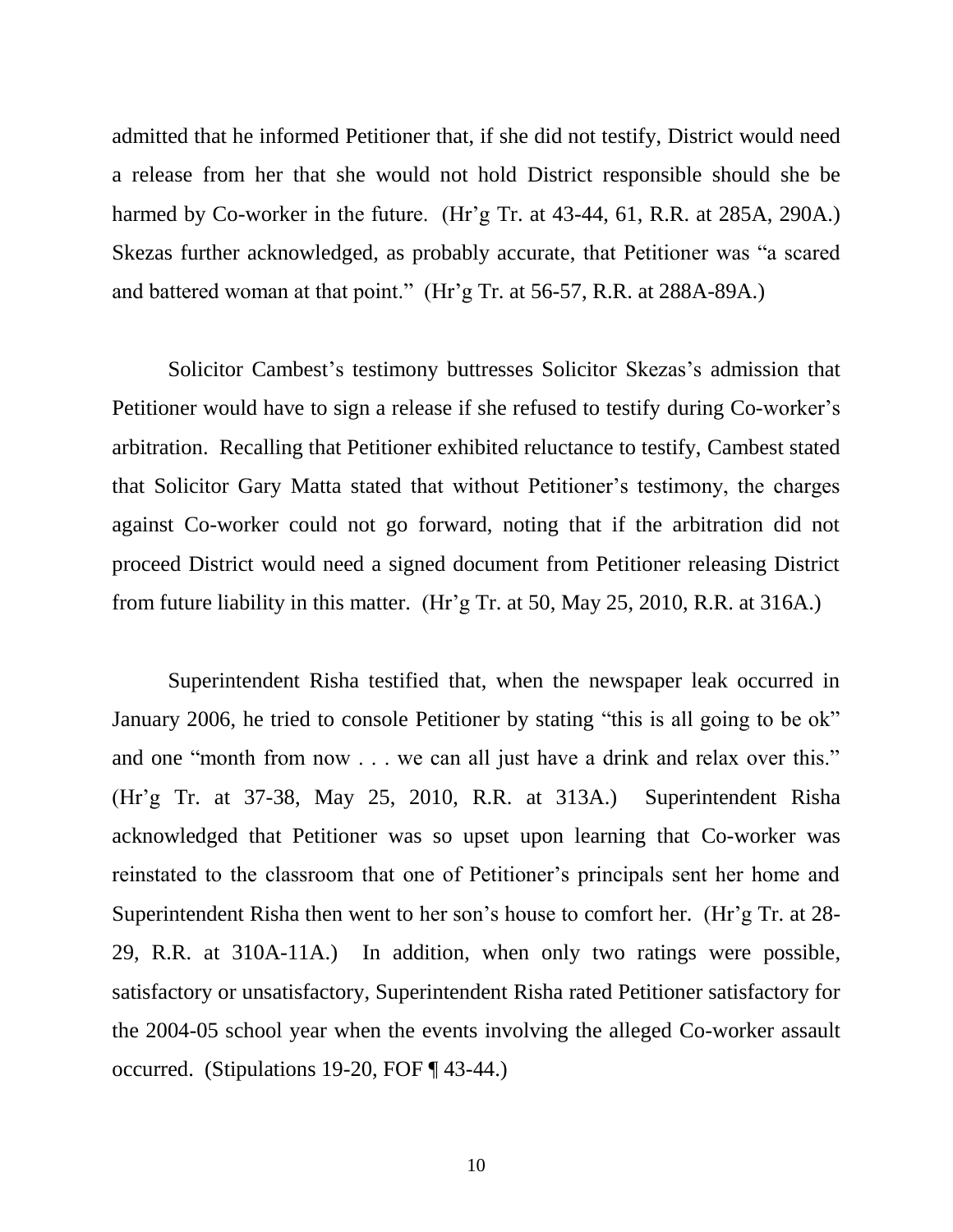admitted that he informed Petitioner that, if she did not testify, District would need a release from her that she would not hold District responsible should she be harmed by Co-worker in the future. (Hr'g Tr. at 43-44, 61, R.R. at 285A, 290A.) Skezas further acknowledged, as probably accurate, that Petitioner was "a scared and battered woman at that point." (Hr'g Tr. at 56-57, R.R. at 288A-89A.)

Solicitor Cambest's testimony buttresses Solicitor Skezas's admission that Petitioner would have to sign a release if she refused to testify during Co-worker's arbitration. Recalling that Petitioner exhibited reluctance to testify, Cambest stated that Solicitor Gary Matta stated that without Petitioner's testimony, the charges against Co-worker could not go forward, noting that if the arbitration did not proceed District would need a signed document from Petitioner releasing District from future liability in this matter. (Hr'g Tr. at 50, May 25, 2010, R.R. at 316A.)

Superintendent Risha testified that, when the newspaper leak occurred in January 2006, he tried to console Petitioner by stating "this is all going to be ok" and one "month from now . . . we can all just have a drink and relax over this." (Hr'g Tr. at 37-38, May 25, 2010, R.R. at 313A.) Superintendent Risha acknowledged that Petitioner was so upset upon learning that Co-worker was reinstated to the classroom that one of Petitioner's principals sent her home and Superintendent Risha then went to her son's house to comfort her. (Hr'g Tr. at 28-29, R.R. at 310A-11A.) In addition, when only two ratings were possible, satisfactory or unsatisfactory, Superintendent Risha rated Petitioner satisfactory for the 2004-05 school year when the events involving the alleged Co-worker assault occurred. (Stipulations 19-20, FOF ¶ 43-44.)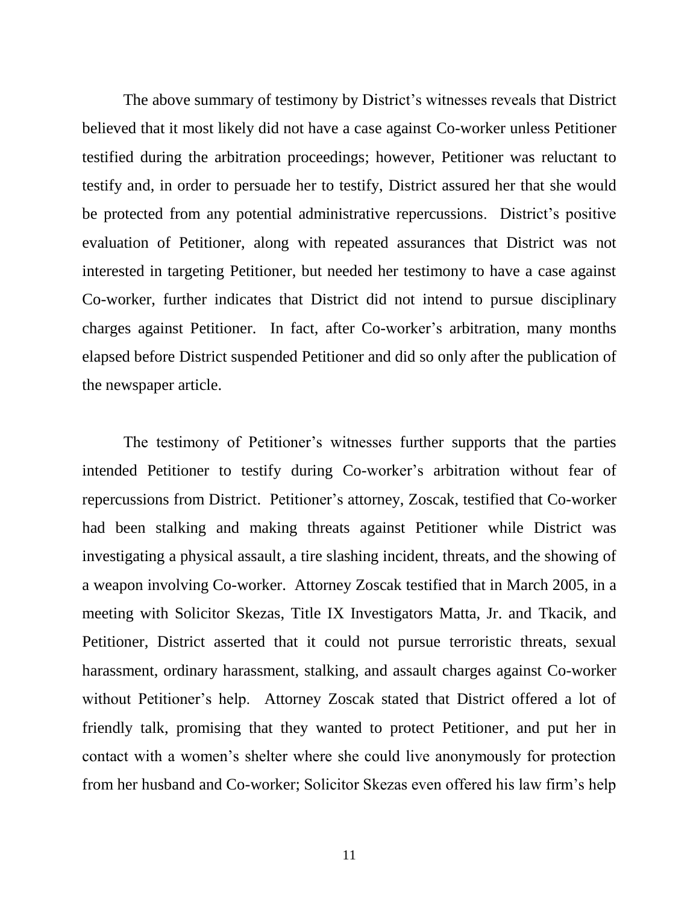The above summary of testimony by District's witnesses reveals that District believed that it most likely did not have a case against Co-worker unless Petitioner testified during the arbitration proceedings; however, Petitioner was reluctant to testify and, in order to persuade her to testify, District assured her that she would be protected from any potential administrative repercussions. District's positive evaluation of Petitioner, along with repeated assurances that District was not interested in targeting Petitioner, but needed her testimony to have a case against Co-worker, further indicates that District did not intend to pursue disciplinary charges against Petitioner. In fact, after Co-worker's arbitration, many months elapsed before District suspended Petitioner and did so only after the publication of the newspaper article.

The testimony of Petitioner's witnesses further supports that the parties intended Petitioner to testify during Co-worker's arbitration without fear of repercussions from District. Petitioner's attorney, Zoscak, testified that Co-worker had been stalking and making threats against Petitioner while District was investigating a physical assault, a tire slashing incident, threats, and the showing of a weapon involving Co-worker. Attorney Zoscak testified that in March 2005, in a meeting with Solicitor Skezas, Title IX Investigators Matta, Jr. and Tkacik, and Petitioner, District asserted that it could not pursue terroristic threats, sexual harassment, ordinary harassment, stalking, and assault charges against Co-worker without Petitioner's help. Attorney Zoscak stated that District offered a lot of friendly talk, promising that they wanted to protect Petitioner, and put her in contact with a women's shelter where she could live anonymously for protection from her husband and Co-worker; Solicitor Skezas even offered his law firm's help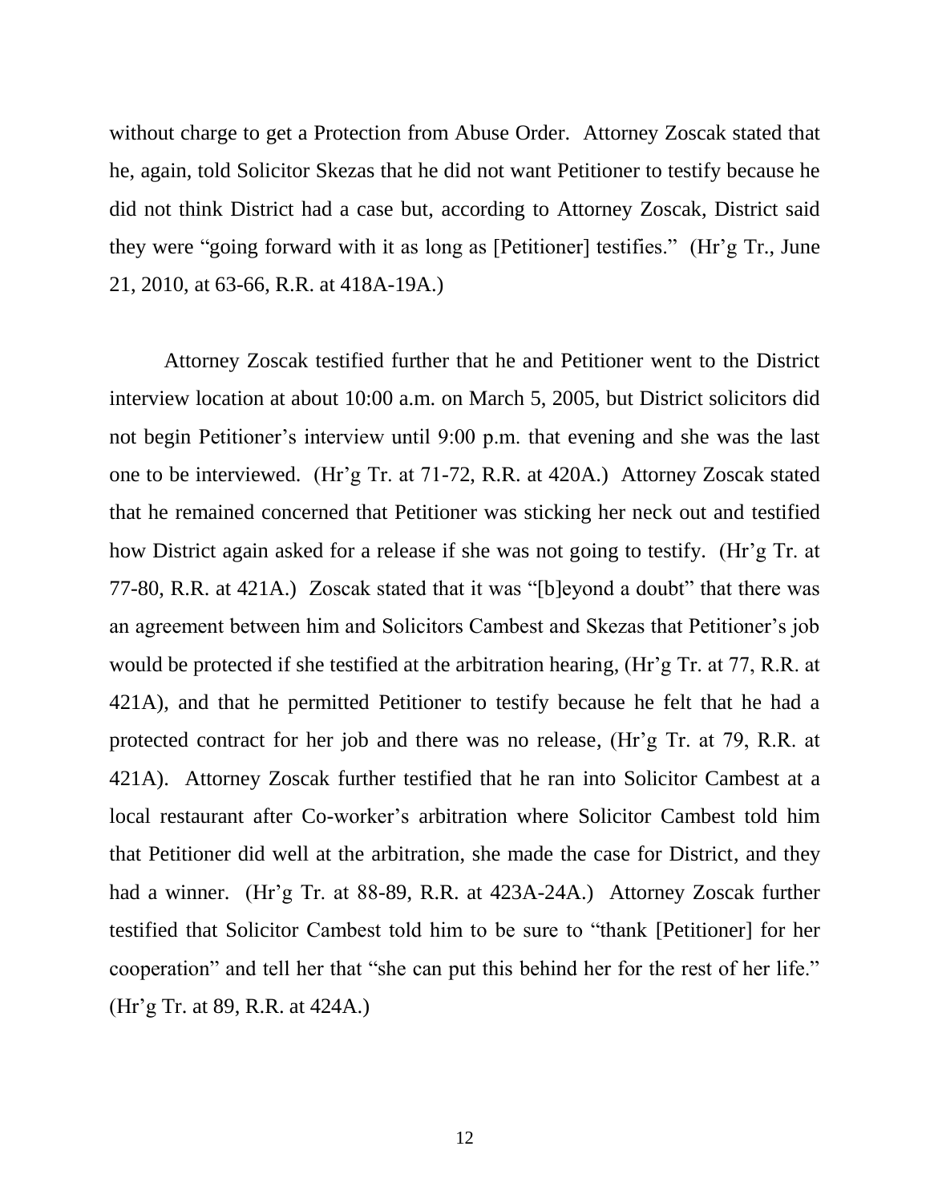without charge to get a Protection from Abuse Order. Attorney Zoscak stated that he, again, told Solicitor Skezas that he did not want Petitioner to testify because he did not think District had a case but, according to Attorney Zoscak, District said they were "going forward with it as long as [Petitioner] testifies." (Hr'g Tr., June 21, 2010, at 63-66, R.R. at 418A-19A.)

Attorney Zoscak testified further that he and Petitioner went to the District interview location at about 10:00 a.m. on March 5, 2005, but District solicitors did not begin Petitioner's interview until 9:00 p.m. that evening and she was the last one to be interviewed. (Hr'g Tr. at 71-72, R.R. at 420A.) Attorney Zoscak stated that he remained concerned that Petitioner was sticking her neck out and testified how District again asked for a release if she was not going to testify. (Hr'g Tr. at 77-80, R.R. at 421A.) Zoscak stated that it was "[b]eyond a doubt" that there was an agreement between him and Solicitors Cambest and Skezas that Petitioner's job would be protected if she testified at the arbitration hearing, (Hr'g Tr. at 77, R.R. at 421A), and that he permitted Petitioner to testify because he felt that he had a protected contract for her job and there was no release, (Hr'g Tr. at 79, R.R. at 421A). Attorney Zoscak further testified that he ran into Solicitor Cambest at a local restaurant after Co-worker's arbitration where Solicitor Cambest told him that Petitioner did well at the arbitration, she made the case for District, and they had a winner. (Hr'g Tr. at 88-89, R.R. at 423A-24A.) Attorney Zoscak further testified that Solicitor Cambest told him to be sure to "thank [Petitioner] for her cooperation" and tell her that "she can put this behind her for the rest of her life." (Hr'g Tr. at 89, R.R. at 424A.)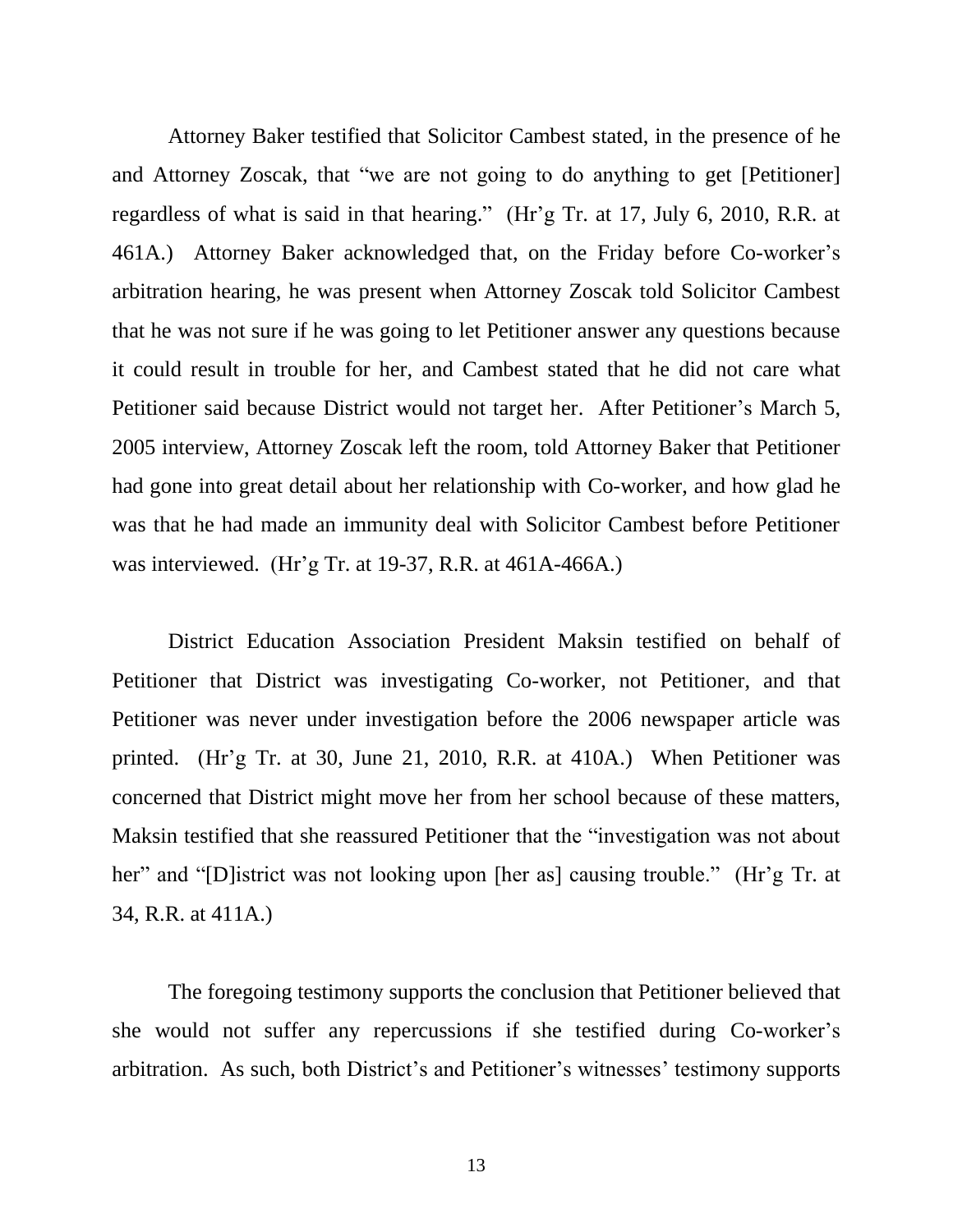Attorney Baker testified that Solicitor Cambest stated, in the presence of he and Attorney Zoscak, that "we are not going to do anything to get [Petitioner] regardless of what is said in that hearing." (Hr'g Tr. at 17, July 6, 2010, R.R. at 461A.) Attorney Baker acknowledged that, on the Friday before Co-worker's arbitration hearing, he was present when Attorney Zoscak told Solicitor Cambest that he was not sure if he was going to let Petitioner answer any questions because it could result in trouble for her, and Cambest stated that he did not care what Petitioner said because District would not target her. After Petitioner's March 5, 2005 interview, Attorney Zoscak left the room, told Attorney Baker that Petitioner had gone into great detail about her relationship with Co-worker, and how glad he was that he had made an immunity deal with Solicitor Cambest before Petitioner was interviewed. (Hr'g Tr. at 19-37, R.R. at 461A-466A.)

District Education Association President Maksin testified on behalf of Petitioner that District was investigating Co-worker, not Petitioner, and that Petitioner was never under investigation before the 2006 newspaper article was printed. (Hr'g Tr. at 30, June 21, 2010, R.R. at 410A.) When Petitioner was concerned that District might move her from her school because of these matters, Maksin testified that she reassured Petitioner that the "investigation was not about her" and "[D]istrict was not looking upon [her as] causing trouble." (Hr'g Tr. at 34, R.R. at 411A.)

The foregoing testimony supports the conclusion that Petitioner believed that she would not suffer any repercussions if she testified during Co-worker's arbitration. As such, both District's and Petitioner's witnesses' testimony supports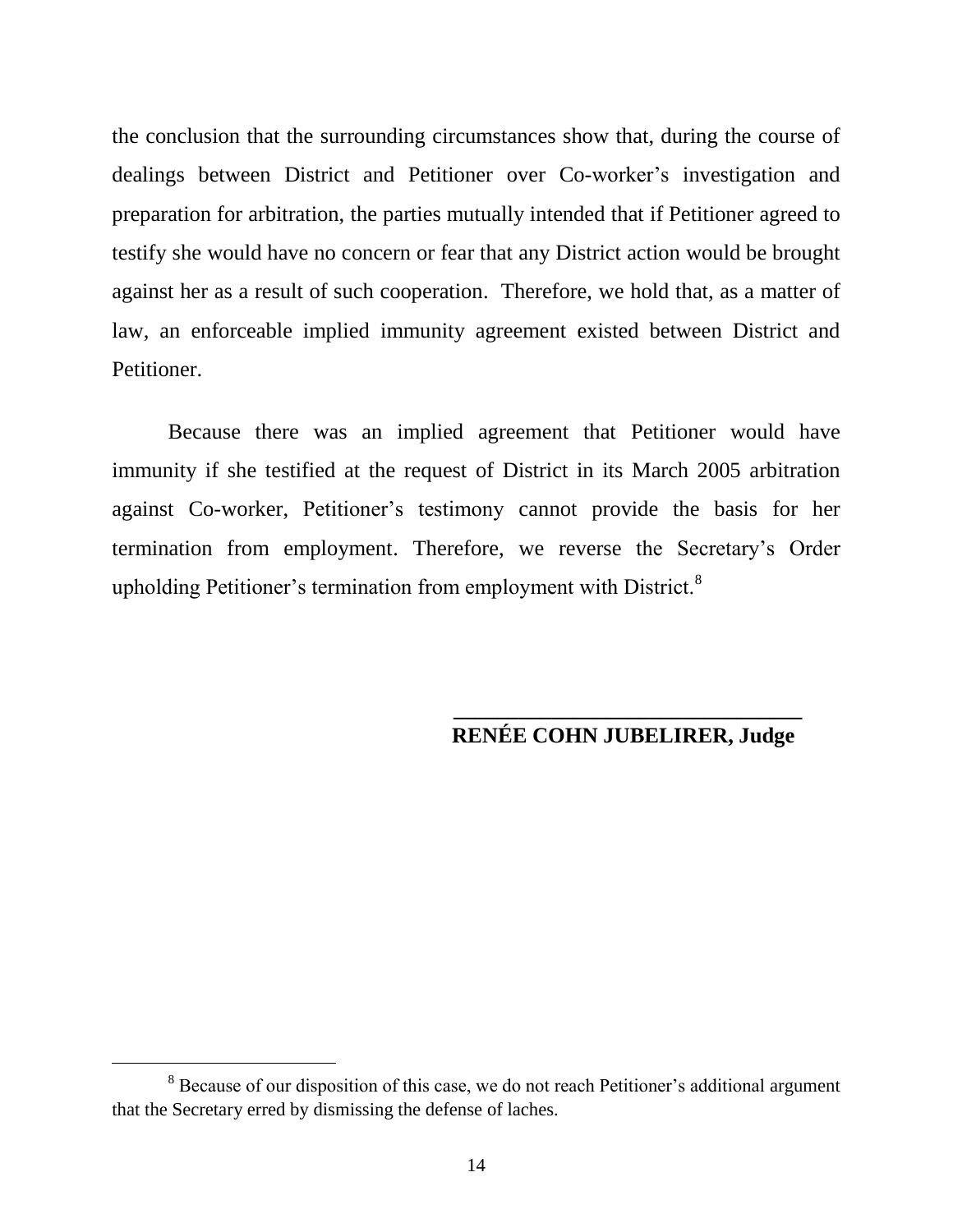the conclusion that the surrounding circumstances show that, during the course of dealings between District and Petitioner over Co-worker's investigation and preparation for arbitration, the parties mutually intended that if Petitioner agreed to testify she would have no concern or fear that any District action would be brought against her as a result of such cooperation. Therefore, we hold that, as a matter of law, an enforceable implied immunity agreement existed between District and Petitioner.

Because there was an implied agreement that Petitioner would have immunity if she testified at the request of District in its March 2005 arbitration against Co-worker, Petitioner's testimony cannot provide the basis for her termination from employment. Therefore, we reverse the Secretary's Order upholding Petitioner's termination from employment with District.[8]

\_\_\_\_\_\_\_\_\_\_\_\_\_\_\_\_\_\_\_\_\_\_\_\_\_\_\_\_\_\_\_\_\_\_\_\_

**RENÉE COHN JUBELIRER, Judge**

---

[8] Because of our disposition of this case, we do not reach Petitioner's additional argument that the Secretary erred by dismissing the defense of laches.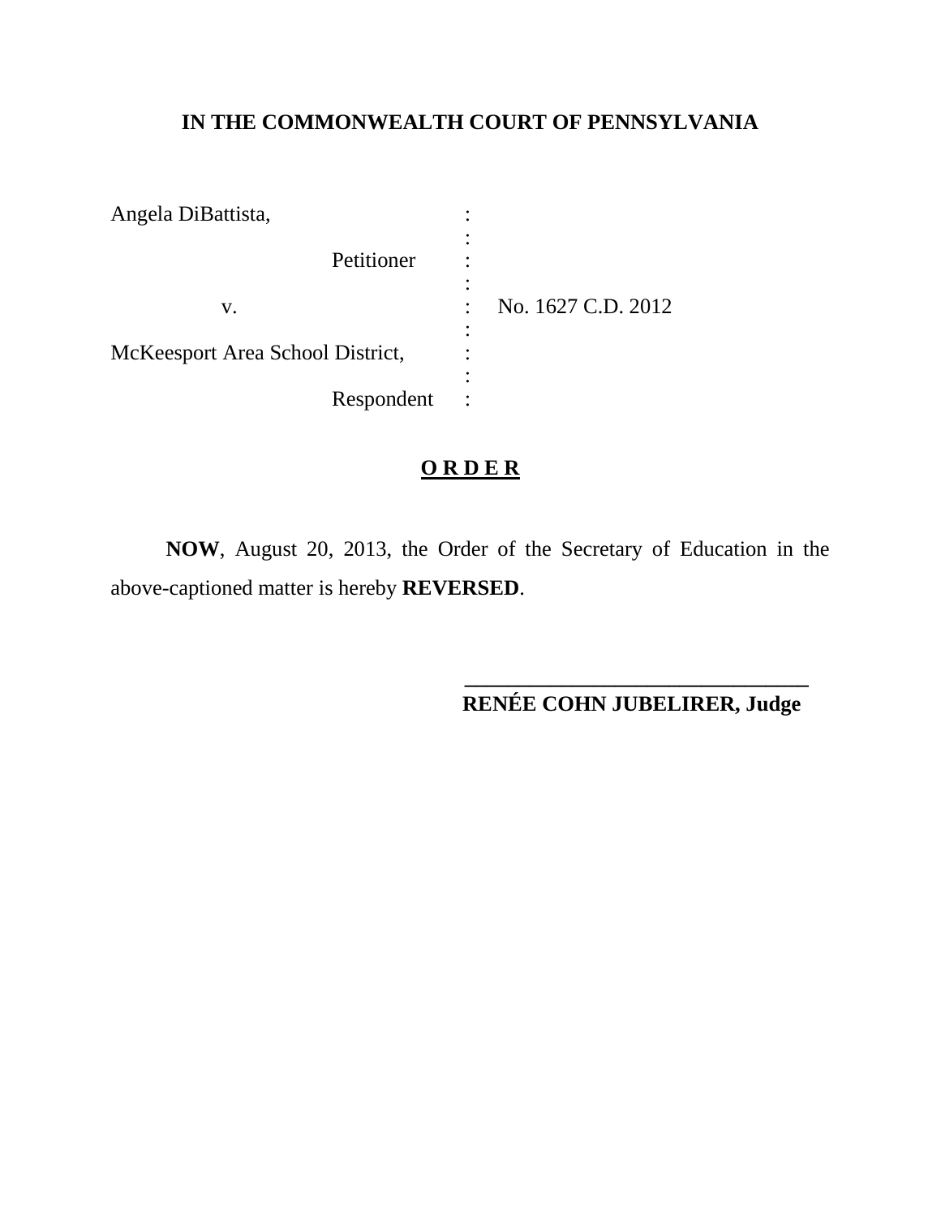**IN THE COMMONWEALTH COURT OF PENNSYLVANIA**

| | | |
|---|---|---|
| Angela DiBattista, | : | |
| | : | |
| Petitioner | : | |
| | : | |
| v. | : | No. 1627 C.D. 2012 |
| | : | |
| McKeesport Area School District, | : | |
| | : | |
| Respondent | : | |

**<u>O R D E R</u>**

**NOW**, August 20, 2013, the Order of the Secretary of Education in the above-captioned matter is hereby **REVERSED**.

\_\_\_\_\_\_\_\_\_\_\_\_\_\_\_\_\_\_\_\_\_\_\_\_\_\_\_\_\_\_\_\_\_\_\_\_\_

**RENÉE COHN JUBELIRER, Judge**